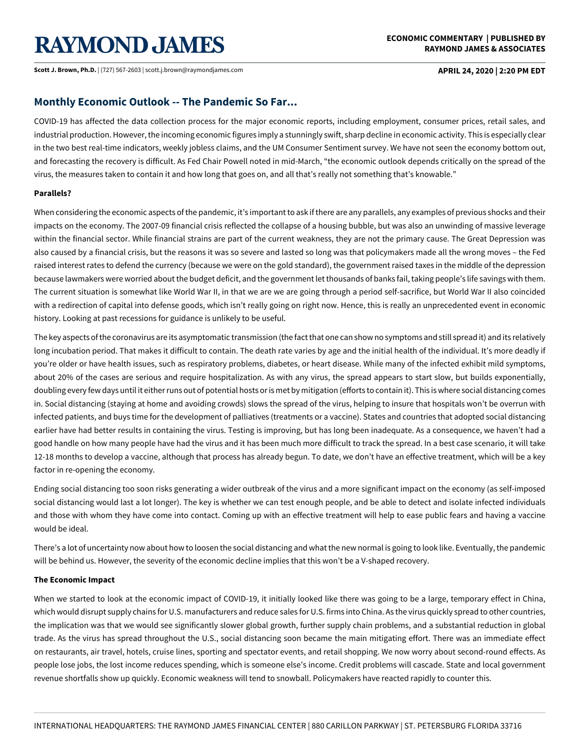# RAYMOND JAMES

**ECONOMIC COMMENTARY | PUBLISHED BY RAYMOND JAMES & ASSOCIATES**

**Scott J. Brown, Ph.D.** | (727) 567-2603 | scott.j.brown@raymondjames.com

**APRIL 24, 2020 | 2:20 PM EDT**

## Monthly Economic Outlook -- The Pandemic So Far...

COVID-19 has affected the data collection process for the major economic reports, including employment, consumer prices, retail sales, and industrial production. However, the incoming economic figures imply a stunningly swift, sharp decline in economic activity. This is especially clear in the two best real-time indicators, weekly jobless claims, and the UM Consumer Sentiment survey. We have not seen the economy bottom out, and forecasting the recovery is difficult. As Fed Chair Powell noted in mid-March, "the economic outlook depends critically on the spread of the virus, the measures taken to contain it and how long that goes on, and all that's really not something that's knowable."

**Parallels?**

When considering the economic aspects of the pandemic, it's important to ask if there are any parallels, any examples of previous shocks and their impacts on the economy. The 2007-09 financial crisis reflected the collapse of a housing bubble, but was also an unwinding of massive leverage within the financial sector. While financial strains are part of the current weakness, they are not the primary cause. The Great Depression was also caused by a financial crisis, but the reasons it was so severe and lasted so long was that policymakers made all the wrong moves – the Fed raised interest rates to defend the currency (because we were on the gold standard), the government raised taxes in the middle of the depression because lawmakers were worried about the budget deficit, and the government let thousands of banks fail, taking people's life savings with them. The current situation is somewhat like World War II, in that we are we are going through a period self-sacrifice, but World War II also coincided with a redirection of capital into defense goods, which isn't really going on right now. Hence, this is really an unprecedented event in economic history. Looking at past recessions for guidance is unlikely to be useful.

The key aspects of the coronavirus are its asymptomatic transmission (the fact that one can show no symptoms and still spread it) and its relatively long incubation period. That makes it difficult to contain. The death rate varies by age and the initial health of the individual. It's more deadly if you're older or have health issues, such as respiratory problems, diabetes, or heart disease. While many of the infected exhibit mild symptoms, about 20% of the cases are serious and require hospitalization. As with any virus, the spread appears to start slow, but builds exponentially, doubling every few days until it either runs out of potential hosts or is met by mitigation (efforts to contain it). This is where social distancing comes in. Social distancing (staying at home and avoiding crowds) slows the spread of the virus, helping to insure that hospitals won't be overrun with infected patients, and buys time for the development of palliatives (treatments or a vaccine). States and countries that adopted social distancing earlier have had better results in containing the virus. Testing is improving, but has long been inadequate. As a consequence, we haven't had a good handle on how many people have had the virus and it has been much more difficult to track the spread. In a best case scenario, it will take 12-18 months to develop a vaccine, although that process has already begun. To date, we don't have an effective treatment, which will be a key factor in re-opening the economy.

Ending social distancing too soon risks generating a wider outbreak of the virus and a more significant impact on the economy (as self-imposed social distancing would last a lot longer). The key is whether we can test enough people, and be able to detect and isolate infected individuals and those with whom they have come into contact. Coming up with an effective treatment will help to ease public fears and having a vaccine would be ideal.

There's a lot of uncertainty now about how to loosen the social distancing and what the new normal is going to look like. Eventually, the pandemic will be behind us. However, the severity of the economic decline implies that this won't be a V-shaped recovery.

**The Economic Impact**

When we started to look at the economic impact of COVID-19, it initially looked like there was going to be a large, temporary effect in China, which would disrupt supply chains for U.S. manufacturers and reduce sales for U.S. firms into China. As the virus quickly spread to other countries, the implication was that we would see significantly slower global growth, further supply chain problems, and a substantial reduction in global trade. As the virus has spread throughout the U.S., social distancing soon became the main mitigating effort. There was an immediate effect on restaurants, air travel, hotels, cruise lines, sporting and spectator events, and retail shopping. We now worry about second-round effects. As people lose jobs, the lost income reduces spending, which is someone else's income. Credit problems will cascade. State and local government revenue shortfalls show up quickly. Economic weakness will tend to snowball. Policymakers have reacted rapidly to counter this.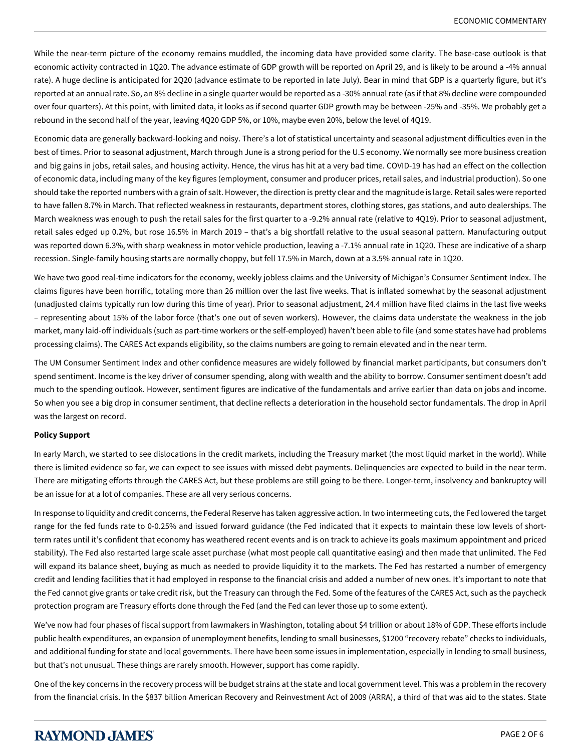While the near-term picture of the economy remains muddled, the incoming data have provided some clarity. The base-case outlook is that economic activity contracted in 1Q20. The advance estimate of GDP growth will be reported on April 29, and is likely to be around a -4% annual rate). A huge decline is anticipated for 2Q20 (advance estimate to be reported in late July). Bear in mind that GDP is a quarterly figure, but it's reported at an annual rate. So, an 8% decline in a single quarter would be reported as a -30% annual rate (as if that 8% decline were compounded over four quarters). At this point, with limited data, it looks as if second quarter GDP growth may be between -25% and -35%. We probably get a rebound in the second half of the year, leaving 4Q20 GDP 5%, or 10%, maybe even 20%, below the level of 4Q19.

Economic data are generally backward-looking and noisy. There's a lot of statistical uncertainty and seasonal adjustment difficulties even in the best of times. Prior to seasonal adjustment, March through June is a strong period for the U.S economy. We normally see more business creation and big gains in jobs, retail sales, and housing activity. Hence, the virus has hit at a very bad time. COVID-19 has had an effect on the collection of economic data, including many of the key figures (employment, consumer and producer prices, retail sales, and industrial production). So one should take the reported numbers with a grain of salt. However, the direction is pretty clear and the magnitude is large. Retail sales were reported to have fallen 8.7% in March. That reflected weakness in restaurants, department stores, clothing stores, gas stations, and auto dealerships. The March weakness was enough to push the retail sales for the first quarter to a -9.2% annual rate (relative to 4Q19). Prior to seasonal adjustment, retail sales edged up 0.2%, but rose 16.5% in March 2019 – that's a big shortfall relative to the usual seasonal pattern. Manufacturing output was reported down 6.3%, with sharp weakness in motor vehicle production, leaving a -7.1% annual rate in 1Q20. These are indicative of a sharp recession. Single-family housing starts are normally choppy, but fell 17.5% in March, down at a 3.5% annual rate in 1Q20.

We have two good real-time indicators for the economy, weekly jobless claims and the University of Michigan's Consumer Sentiment Index. The claims figures have been horrific, totaling more than 26 million over the last five weeks. That is inflated somewhat by the seasonal adjustment (unadjusted claims typically run low during this time of year). Prior to seasonal adjustment, 24.4 million have filed claims in the last five weeks – representing about 15% of the labor force (that's one out of seven workers). However, the claims data understate the weakness in the job market, many laid-off individuals (such as part-time workers or the self-employed) haven't been able to file (and some states have had problems processing claims). The CARES Act expands eligibility, so the claims numbers are going to remain elevated and in the near term.

The UM Consumer Sentiment Index and other confidence measures are widely followed by financial market participants, but consumers don't spend sentiment. Income is the key driver of consumer spending, along with wealth and the ability to borrow. Consumer sentiment doesn't add much to the spending outlook. However, sentiment figures are indicative of the fundamentals and arrive earlier than data on jobs and income. So when you see a big drop in consumer sentiment, that decline reflects a deterioration in the household sector fundamentals. The drop in April was the largest on record.

**Policy Support**

In early March, we started to see dislocations in the credit markets, including the Treasury market (the most liquid market in the world). While there is limited evidence so far, we can expect to see issues with missed debt payments. Delinquencies are expected to build in the near term. There are mitigating efforts through the CARES Act, but these problems are still going to be there. Longer-term, insolvency and bankruptcy will be an issue for at a lot of companies. These are all very serious concerns.

In response to liquidity and credit concerns, the Federal Reserve has taken aggressive action. In two intermeeting cuts, the Fed lowered the target range for the fed funds rate to 0-0.25% and issued forward guidance (the Fed indicated that it expects to maintain these low levels of short-term rates until it's confident that economy has weathered recent events and is on track to achieve its goals maximum appointment and priced stability). The Fed also restarted large scale asset purchase (what most people call quantitative easing) and then made that unlimited. The Fed will expand its balance sheet, buying as much as needed to provide liquidity it to the markets. The Fed has restarted a number of emergency credit and lending facilities that it had employed in response to the financial crisis and added a number of new ones. It's important to note that the Fed cannot give grants or take credit risk, but the Treasury can through the Fed. Some of the features of the CARES Act, such as the paycheck protection program are Treasury efforts done through the Fed (and the Fed can lever those up to some extent).

We've now had four phases of fiscal support from lawmakers in Washington, totaling about $4 trillion or about 18% of GDP. These efforts include public health expenditures, an expansion of unemployment benefits, lending to small businesses, $1200 "recovery rebate" checks to individuals, and additional funding for state and local governments. There have been some issues in implementation, especially in lending to small business, but that's not unusual. These things are rarely smooth. However, support has come rapidly.

One of the key concerns in the recovery process will be budget strains at the state and local government level. This was a problem in the recovery from the financial crisis. In the $837 billion American Recovery and Reinvestment Act of 2009 (ARRA), a third of that was aid to the states. State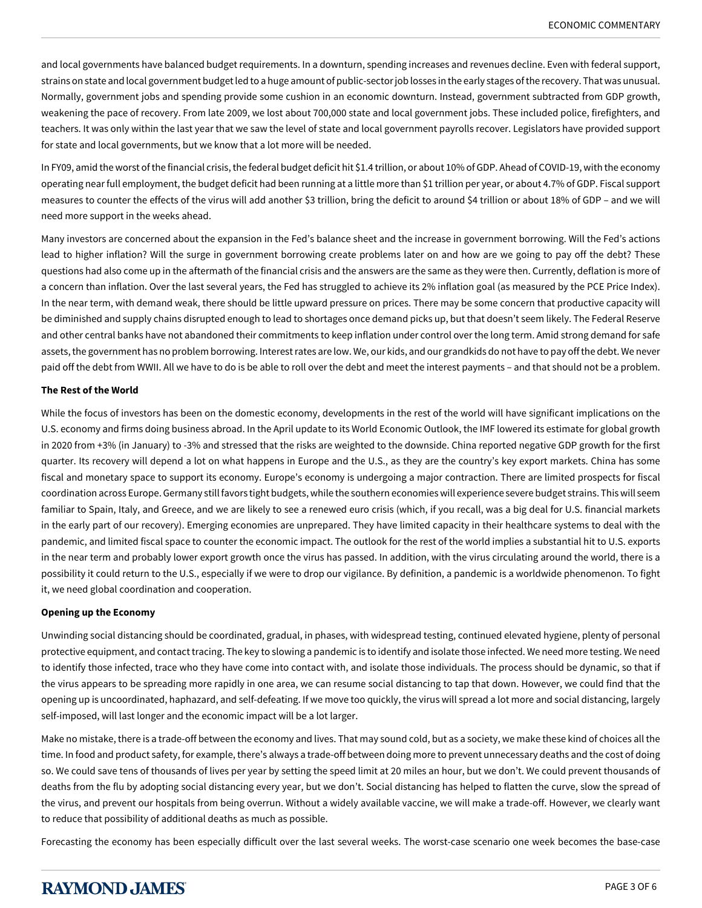and local governments have balanced budget requirements. In a downturn, spending increases and revenues decline. Even with federal support, strains on state and local government budget led to a huge amount of public-sector job losses in the early stages of the recovery. That was unusual. Normally, government jobs and spending provide some cushion in an economic downturn. Instead, government subtracted from GDP growth, weakening the pace of recovery. From late 2009, we lost about 700,000 state and local government jobs. These included police, firefighters, and teachers. It was only within the last year that we saw the level of state and local government payrolls recover. Legislators have provided support for state and local governments, but we know that a lot more will be needed.

In FY09, amid the worst of the financial crisis, the federal budget deficit hit $1.4 trillion, or about 10% of GDP. Ahead of COVID-19, with the economy operating near full employment, the budget deficit had been running at a little more than $1 trillion per year, or about 4.7% of GDP. Fiscal support measures to counter the effects of the virus will add another $3 trillion, bring the deficit to around $4 trillion or about 18% of GDP – and we will need more support in the weeks ahead.

Many investors are concerned about the expansion in the Fed's balance sheet and the increase in government borrowing. Will the Fed's actions lead to higher inflation? Will the surge in government borrowing create problems later on and how are we going to pay off the debt? These questions had also come up in the aftermath of the financial crisis and the answers are the same as they were then. Currently, deflation is more of a concern than inflation. Over the last several years, the Fed has struggled to achieve its 2% inflation goal (as measured by the PCE Price Index). In the near term, with demand weak, there should be little upward pressure on prices. There may be some concern that productive capacity will be diminished and supply chains disrupted enough to lead to shortages once demand picks up, but that doesn't seem likely. The Federal Reserve and other central banks have not abandoned their commitments to keep inflation under control over the long term. Amid strong demand for safe assets, the government has no problem borrowing. Interest rates are low. We, our kids, and our grandkids do not have to pay off the debt. We never paid off the debt from WWII. All we have to do is be able to roll over the debt and meet the interest payments – and that should not be a problem.

**The Rest of the World**

While the focus of investors has been on the domestic economy, developments in the rest of the world will have significant implications on the U.S. economy and firms doing business abroad. In the April update to its World Economic Outlook, the IMF lowered its estimate for global growth in 2020 from +3% (in January) to -3% and stressed that the risks are weighted to the downside. China reported negative GDP growth for the first quarter. Its recovery will depend a lot on what happens in Europe and the U.S., as they are the country's key export markets. China has some fiscal and monetary space to support its economy. Europe's economy is undergoing a major contraction. There are limited prospects for fiscal coordination across Europe. Germany still favors tight budgets, while the southern economies will experience severe budget strains. This will seem familiar to Spain, Italy, and Greece, and we are likely to see a renewed euro crisis (which, if you recall, was a big deal for U.S. financial markets in the early part of our recovery). Emerging economies are unprepared. They have limited capacity in their healthcare systems to deal with the pandemic, and limited fiscal space to counter the economic impact. The outlook for the rest of the world implies a substantial hit to U.S. exports in the near term and probably lower export growth once the virus has passed. In addition, with the virus circulating around the world, there is a possibility it could return to the U.S., especially if we were to drop our vigilance. By definition, a pandemic is a worldwide phenomenon. To fight it, we need global coordination and cooperation.

**Opening up the Economy**

Unwinding social distancing should be coordinated, gradual, in phases, with widespread testing, continued elevated hygiene, plenty of personal protective equipment, and contact tracing. The key to slowing a pandemic is to identify and isolate those infected. We need more testing. We need to identify those infected, trace who they have come into contact with, and isolate those individuals. The process should be dynamic, so that if the virus appears to be spreading more rapidly in one area, we can resume social distancing to tap that down. However, we could find that the opening up is uncoordinated, haphazard, and self-defeating. If we move too quickly, the virus will spread a lot more and social distancing, largely self-imposed, will last longer and the economic impact will be a lot larger.

Make no mistake, there is a trade-off between the economy and lives. That may sound cold, but as a society, we make these kind of choices all the time. In food and product safety, for example, there's always a trade-off between doing more to prevent unnecessary deaths and the cost of doing so. We could save tens of thousands of lives per year by setting the speed limit at 20 miles an hour, but we don't. We could prevent thousands of deaths from the flu by adopting social distancing every year, but we don't. Social distancing has helped to flatten the curve, slow the spread of the virus, and prevent our hospitals from being overrun. Without a widely available vaccine, we will make a trade-off. However, we clearly want to reduce that possibility of additional deaths as much as possible.

Forecasting the economy has been especially difficult over the last several weeks. The worst-case scenario one week becomes the base-case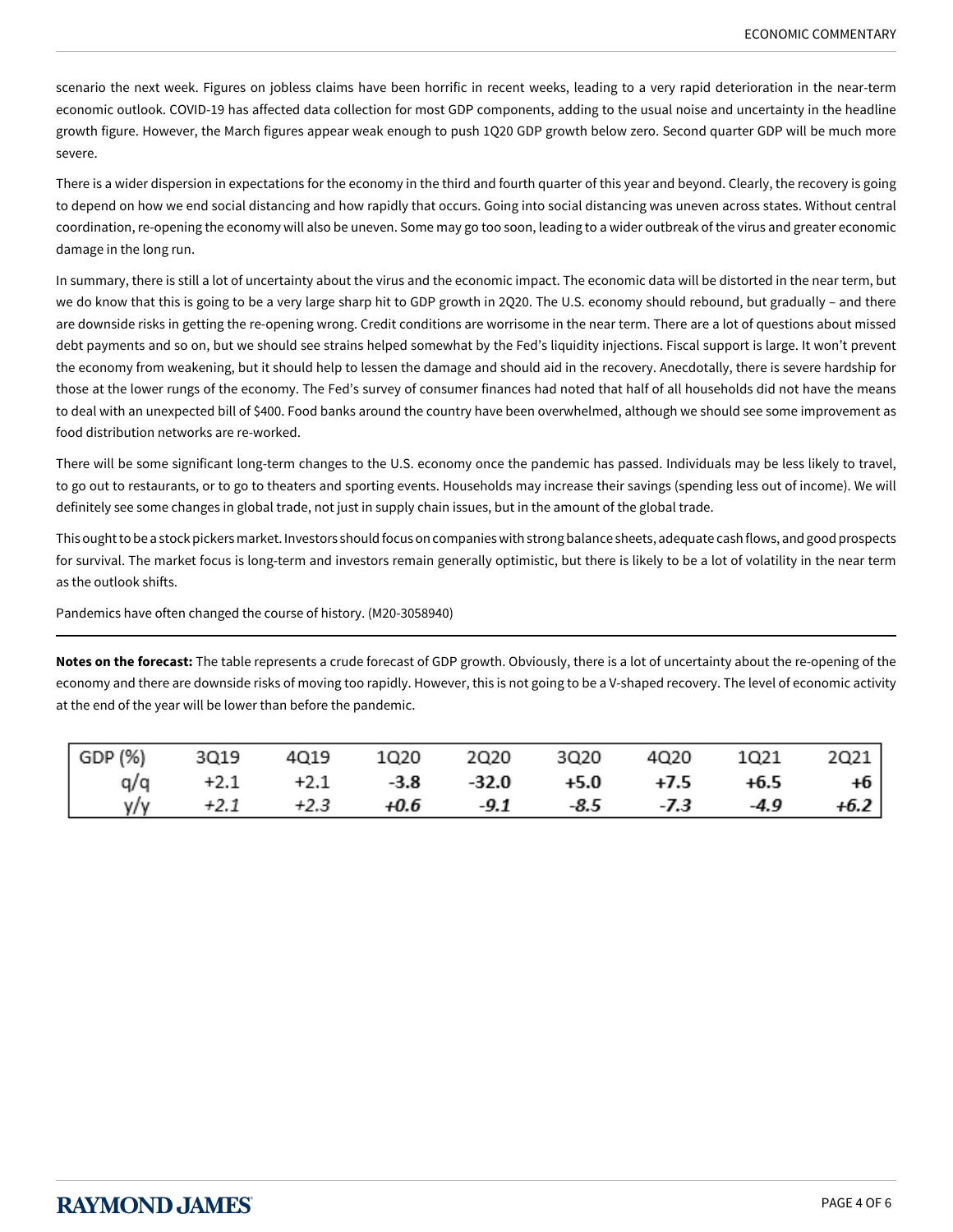scenario the next week. Figures on jobless claims have been horrific in recent weeks, leading to a very rapid deterioration in the near-term economic outlook. COVID-19 has affected data collection for most GDP components, adding to the usual noise and uncertainty in the headline growth figure. However, the March figures appear weak enough to push 1Q20 GDP growth below zero. Second quarter GDP will be much more severe.

There is a wider dispersion in expectations for the economy in the third and fourth quarter of this year and beyond. Clearly, the recovery is going to depend on how we end social distancing and how rapidly that occurs. Going into social distancing was uneven across states. Without central coordination, re-opening the economy will also be uneven. Some may go too soon, leading to a wider outbreak of the virus and greater economic damage in the long run.

In summary, there is still a lot of uncertainty about the virus and the economic impact. The economic data will be distorted in the near term, but we do know that this is going to be a very large sharp hit to GDP growth in 2Q20. The U.S. economy should rebound, but gradually – and there are downside risks in getting the re-opening wrong. Credit conditions are worrisome in the near term. There are a lot of questions about missed debt payments and so on, but we should see strains helped somewhat by the Fed's liquidity injections. Fiscal support is large. It won't prevent the economy from weakening, but it should help to lessen the damage and should aid in the recovery. Anecdotally, there is severe hardship for those at the lower rungs of the economy. The Fed's survey of consumer finances had noted that half of all households did not have the means to deal with an unexpected bill of $400. Food banks around the country have been overwhelmed, although we should see some improvement as food distribution networks are re-worked.

There will be some significant long-term changes to the U.S. economy once the pandemic has passed. Individuals may be less likely to travel, to go out to restaurants, or to go to theaters and sporting events. Households may increase their savings (spending less out of income). We will definitely see some changes in global trade, not just in supply chain issues, but in the amount of the global trade.

This ought to be a stock pickers market. Investors should focus on companies with strong balance sheets, adequate cash flows, and good prospects for survival. The market focus is long-term and investors remain generally optimistic, but there is likely to be a lot of volatility in the near term as the outlook shifts.

Pandemics have often changed the course of history. (M20-3058940)

---

**Notes on the forecast:** The table represents a crude forecast of GDP growth. Obviously, there is a lot of uncertainty about the re-opening of the economy and there are downside risks of moving too rapidly. However, this is not going to be a V-shaped recovery. The level of economic activity at the end of the year will be lower than before the pandemic.

| GDP (%) | 3Q19 | 4Q19 | 1Q20 | 2Q20 | 3Q20 | 4Q20 | 1Q21 | 2Q21 |
|---|---|---|---|---|---|---|---|---|
| q/q | +2.1 | +2.1 | **-3.8** | **-32.0** | **+5.0** | **+7.5** | **+6.5** | **+6** |
| y/y | *+2.1* | *+2.3* | ***+0.6*** | ***-9.1*** | ***-8.5*** | ***-7.3*** | ***-4.9*** | ***+6.2*** |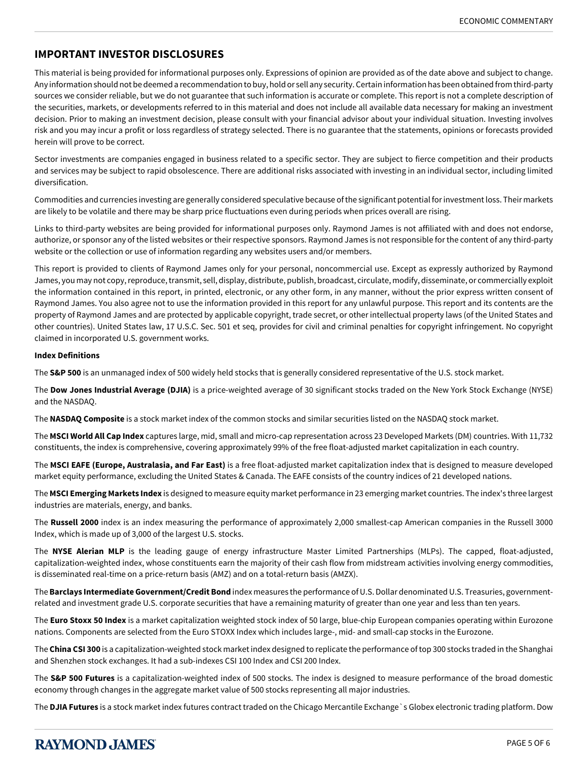## IMPORTANT INVESTOR DISCLOSURES

This material is being provided for informational purposes only. Expressions of opinion are provided as of the date above and subject to change. Any information should not be deemed a recommendation to buy, hold or sell any security. Certain information has been obtained from third-party sources we consider reliable, but we do not guarantee that such information is accurate or complete. This report is not a complete description of the securities, markets, or developments referred to in this material and does not include all available data necessary for making an investment decision. Prior to making an investment decision, please consult with your financial advisor about your individual situation. Investing involves risk and you may incur a profit or loss regardless of strategy selected. There is no guarantee that the statements, opinions or forecasts provided herein will prove to be correct.

Sector investments are companies engaged in business related to a specific sector. They are subject to fierce competition and their products and services may be subject to rapid obsolescence. There are additional risks associated with investing in an individual sector, including limited diversification.

Commodities and currencies investing are generally considered speculative because of the significant potential for investment loss. Their markets are likely to be volatile and there may be sharp price fluctuations even during periods when prices overall are rising.

Links to third-party websites are being provided for informational purposes only. Raymond James is not affiliated with and does not endorse, authorize, or sponsor any of the listed websites or their respective sponsors. Raymond James is not responsible for the content of any third-party website or the collection or use of information regarding any websites users and/or members.

This report is provided to clients of Raymond James only for your personal, noncommercial use. Except as expressly authorized by Raymond James, you may not copy, reproduce, transmit, sell, display, distribute, publish, broadcast, circulate, modify, disseminate, or commercially exploit the information contained in this report, in printed, electronic, or any other form, in any manner, without the prior express written consent of Raymond James. You also agree not to use the information provided in this report for any unlawful purpose. This report and its contents are the property of Raymond James and are protected by applicable copyright, trade secret, or other intellectual property laws (of the United States and other countries). United States law, 17 U.S.C. Sec. 501 et seq, provides for civil and criminal penalties for copyright infringement. No copyright claimed in incorporated U.S. government works.

**Index Definitions**

The **S&P 500** is an unmanaged index of 500 widely held stocks that is generally considered representative of the U.S. stock market.

The **Dow Jones Industrial Average (DJIA)** is a price-weighted average of 30 significant stocks traded on the New York Stock Exchange (NYSE) and the NASDAQ.

The **NASDAQ Composite** is a stock market index of the common stocks and similar securities listed on the NASDAQ stock market.

The **MSCI World All Cap Index** captures large, mid, small and micro-cap representation across 23 Developed Markets (DM) countries. With 11,732 constituents, the index is comprehensive, covering approximately 99% of the free float-adjusted market capitalization in each country.

The **MSCI EAFE (Europe, Australasia, and Far East)** is a free float-adjusted market capitalization index that is designed to measure developed market equity performance, excluding the United States & Canada. The EAFE consists of the country indices of 21 developed nations.

The **MSCI Emerging Markets Index** is designed to measure equity market performance in 23 emerging market countries. The index's three largest industries are materials, energy, and banks.

The **Russell 2000** index is an index measuring the performance of approximately 2,000 smallest-cap American companies in the Russell 3000 Index, which is made up of 3,000 of the largest U.S. stocks.

The **NYSE Alerian MLP** is the leading gauge of energy infrastructure Master Limited Partnerships (MLPs). The capped, float-adjusted, capitalization-weighted index, whose constituents earn the majority of their cash flow from midstream activities involving energy commodities, is disseminated real-time on a price-return basis (AMZ) and on a total-return basis (AMZX).

The **Barclays Intermediate Government/Credit Bond** index measures the performance of U.S. Dollar denominated U.S. Treasuries, government-related and investment grade U.S. corporate securities that have a remaining maturity of greater than one year and less than ten years.

The **Euro Stoxx 50 Index** is a market capitalization weighted stock index of 50 large, blue-chip European companies operating within Eurozone nations. Components are selected from the Euro STOXX Index which includes large-, mid- and small-cap stocks in the Eurozone.

The **China CSI 300** is a capitalization-weighted stock market index designed to replicate the performance of top 300 stocks traded in the Shanghai and Shenzhen stock exchanges. It had a sub-indexes CSI 100 Index and CSI 200 Index.

The **S&P 500 Futures** is a capitalization-weighted index of 500 stocks. The index is designed to measure performance of the broad domestic economy through changes in the aggregate market value of 500 stocks representing all major industries.

The **DJIA Futures** is a stock market index futures contract traded on the Chicago Mercantile Exchange`s Globex electronic trading platform. Dow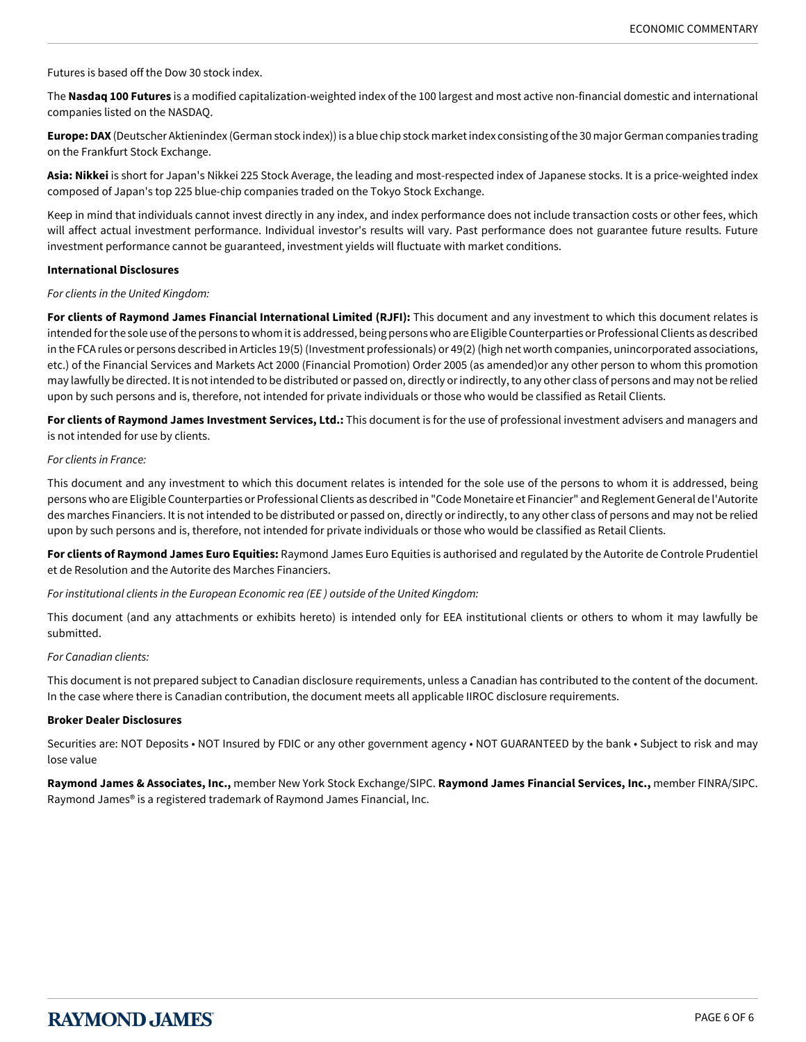Futures is based off the Dow 30 stock index.

The **Nasdaq 100 Futures** is a modified capitalization-weighted index of the 100 largest and most active non-financial domestic and international companies listed on the NASDAQ.

**Europe: DAX** (Deutscher Aktienindex (German stock index)) is a blue chip stock market index consisting of the 30 major German companies trading on the Frankfurt Stock Exchange.

**Asia: Nikkei** is short for Japan's Nikkei 225 Stock Average, the leading and most-respected index of Japanese stocks. It is a price-weighted index composed of Japan's top 225 blue-chip companies traded on the Tokyo Stock Exchange.

Keep in mind that individuals cannot invest directly in any index, and index performance does not include transaction costs or other fees, which will affect actual investment performance. Individual investor's results will vary. Past performance does not guarantee future results. Future investment performance cannot be guaranteed, investment yields will fluctuate with market conditions.

**International Disclosures**

*For clients in the United Kingdom:*

**For clients of Raymond James Financial International Limited (RJFI):** This document and any investment to which this document relates is intended for the sole use of the persons to whom it is addressed, being persons who are Eligible Counterparties or Professional Clients as described in the FCA rules or persons described in Articles 19(5) (Investment professionals) or 49(2) (high net worth companies, unincorporated associations, etc.) of the Financial Services and Markets Act 2000 (Financial Promotion) Order 2005 (as amended)or any other person to whom this promotion may lawfully be directed. It is not intended to be distributed or passed on, directly or indirectly, to any other class of persons and may not be relied upon by such persons and is, therefore, not intended for private individuals or those who would be classified as Retail Clients.

**For clients of Raymond James Investment Services, Ltd.:** This document is for the use of professional investment advisers and managers and is not intended for use by clients.

*For clients in France:*

This document and any investment to which this document relates is intended for the sole use of the persons to whom it is addressed, being persons who are Eligible Counterparties or Professional Clients as described in "Code Monetaire et Financier" and Reglement General de l'Autorite des marches Financiers. It is not intended to be distributed or passed on, directly or indirectly, to any other class of persons and may not be relied upon by such persons and is, therefore, not intended for private individuals or those who would be classified as Retail Clients.

**For clients of Raymond James Euro Equities:** Raymond James Euro Equities is authorised and regulated by the Autorite de Controle Prudentiel et de Resolution and the Autorite des Marches Financiers.

*For institutional clients in the European Economic rea (EE ) outside of the United Kingdom:*

This document (and any attachments or exhibits hereto) is intended only for EEA institutional clients or others to whom it may lawfully be submitted.

*For Canadian clients:*

This document is not prepared subject to Canadian disclosure requirements, unless a Canadian has contributed to the content of the document. In the case where there is Canadian contribution, the document meets all applicable IIROC disclosure requirements.

**Broker Dealer Disclosures**

Securities are: NOT Deposits • NOT Insured by FDIC or any other government agency • NOT GUARANTEED by the bank • Subject to risk and may lose value

**Raymond James & Associates, Inc.,** member New York Stock Exchange/SIPC. **Raymond James Financial Services, Inc.,** member FINRA/SIPC. Raymond James® is a registered trademark of Raymond James Financial, Inc.